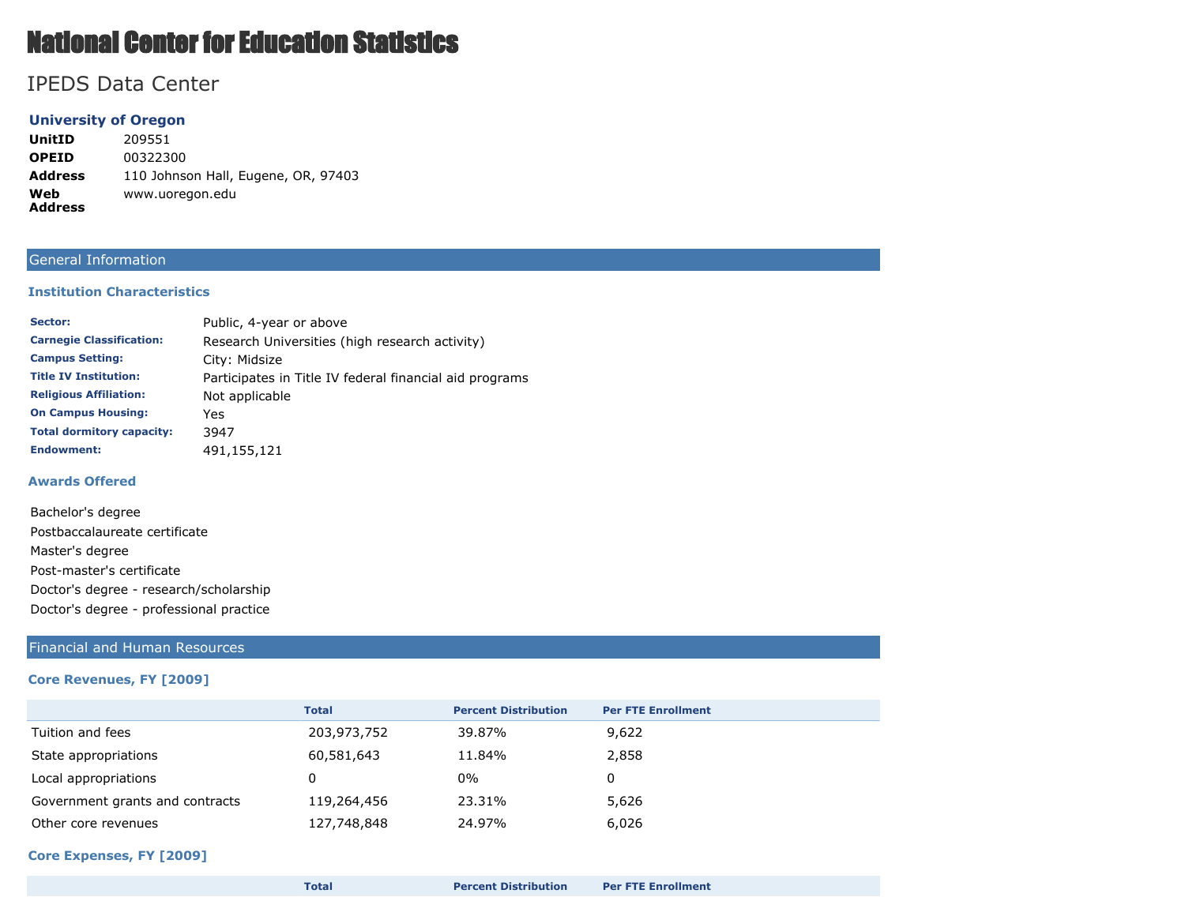# National Center for Education Statistics

## IPEDS Data Center

### University of Oregon

| | |
|---|---|
| **UnitID** | 209551 |
| **OPEID** | 00322300 |
| **Address** | 110 Johnson Hall, Eugene, OR, 97403 |
| **Web Address** | www.uoregon.edu |

## General Information

### Institution Characteristics

| | |
|---|---|
| **Sector:** | Public, 4-year or above |
| **Carnegie Classification:** | Research Universities (high research activity) |
| **Campus Setting:** | City: Midsize |
| **Title IV Institution:** | Participates in Title IV federal financial aid programs |
| **Religious Affiliation:** | Not applicable |
| **On Campus Housing:** | Yes |
| **Total dormitory capacity:** | 3947 |
| **Endowment:** | 491,155,121 |

### Awards Offered

Bachelor's degree

Postbaccalaureate certificate

Master's degree

Post-master's certificate

Doctor's degree - research/scholarship

Doctor's degree - professional practice

## Financial and Human Resources

### Core Revenues, FY [2009]

| | Total | Percent Distribution | Per FTE Enrollment |
|---|---|---|---|
| Tuition and fees | 203,973,752 | 39.87% | 9,622 |
| State appropriations | 60,581,643 | 11.84% | 2,858 |
| Local appropriations | 0 | 0% | 0 |
| Government grants and contracts | 119,264,456 | 23.31% | 5,626 |
| Other core revenues | 127,748,848 | 24.97% | 6,026 |

### Core Expenses, FY [2009]

| | Total | Percent Distribution | Per FTE Enrollment |
|---|---|---|---|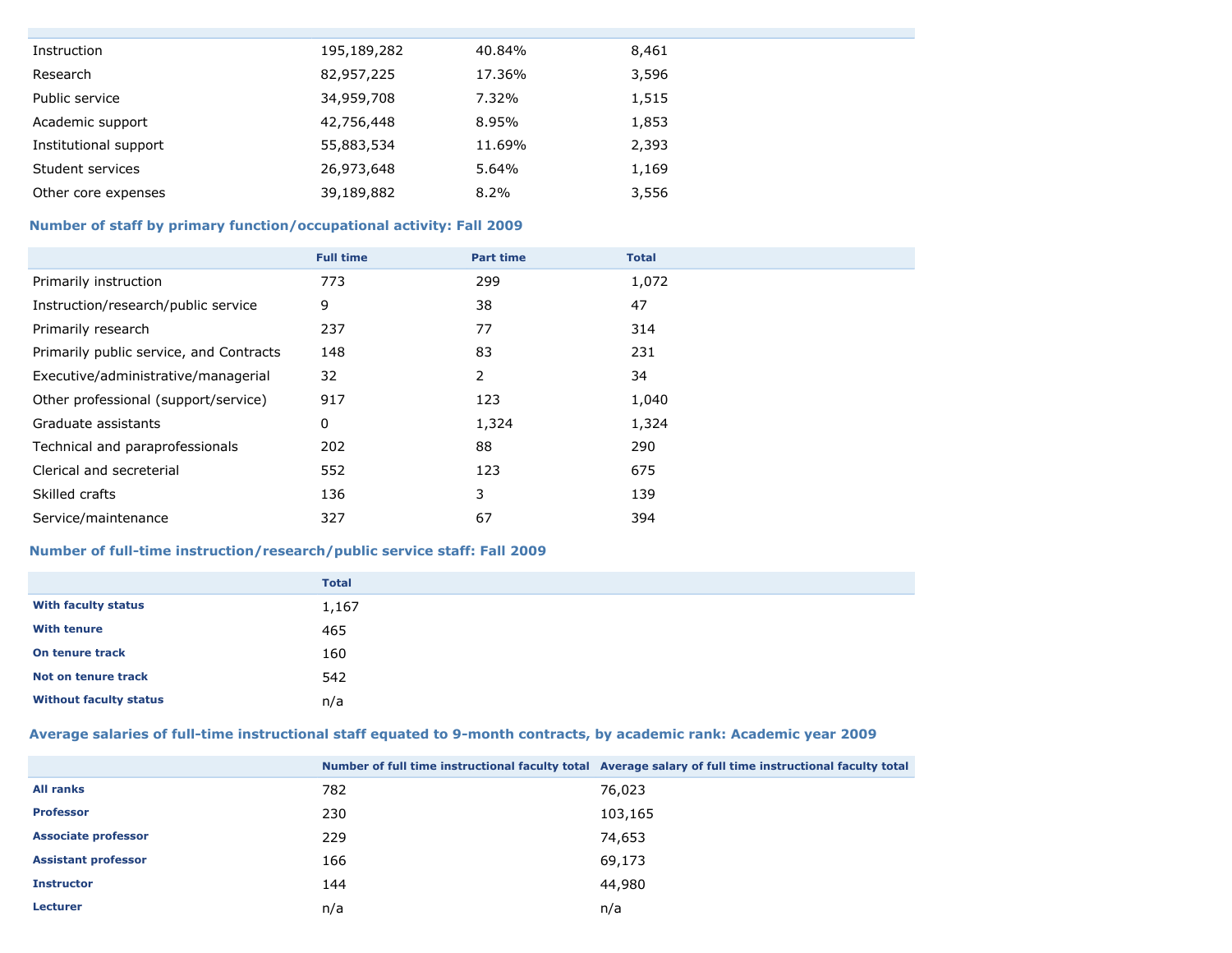| | | | |
|---|---|---|---|
| Instruction | 195,189,282 | 40.84% | 8,461 |
| Research | 82,957,225 | 17.36% | 3,596 |
| Public service | 34,959,708 | 7.32% | 1,515 |
| Academic support | 42,756,448 | 8.95% | 1,853 |
| Institutional support | 55,883,534 | 11.69% | 2,393 |
| Student services | 26,973,648 | 5.64% | 1,169 |
| Other core expenses | 39,189,882 | 8.2% | 3,556 |

### Number of staff by primary function/occupational activity: Fall 2009

| | Full time | Part time | Total |
|---|---|---|---|
| Primarily instruction | 773 | 299 | 1,072 |
| Instruction/research/public service | 9 | 38 | 47 |
| Primarily research | 237 | 77 | 314 |
| Primarily public service, and Contracts | 148 | 83 | 231 |
| Executive/administrative/managerial | 32 | 2 | 34 |
| Other professional (support/service) | 917 | 123 | 1,040 |
| Graduate assistants | 0 | 1,324 | 1,324 |
| Technical and paraprofessionals | 202 | 88 | 290 |
| Clerical and secreterial | 552 | 123 | 675 |
| Skilled crafts | 136 | 3 | 139 |
| Service/maintenance | 327 | 67 | 394 |

### Number of full-time instruction/research/public service staff: Fall 2009

| | Total |
|---|---|
| **With faculty status** | 1,167 |
| **With tenure** | 465 |
| **On tenure track** | 160 |
| **Not on tenure track** | 542 |
| **Without faculty status** | n/a |

### Average salaries of full-time instructional staff equated to 9-month contracts, by academic rank: Academic year 2009

| | Number of full time instructional faculty total | Average salary of full time instructional faculty total |
|---|---|---|
| **All ranks** | 782 | 76,023 |
| **Professor** | 230 | 103,165 |
| **Associate professor** | 229 | 74,653 |
| **Assistant professor** | 166 | 69,173 |
| **Instructor** | 144 | 44,980 |
| **Lecturer** | n/a | n/a |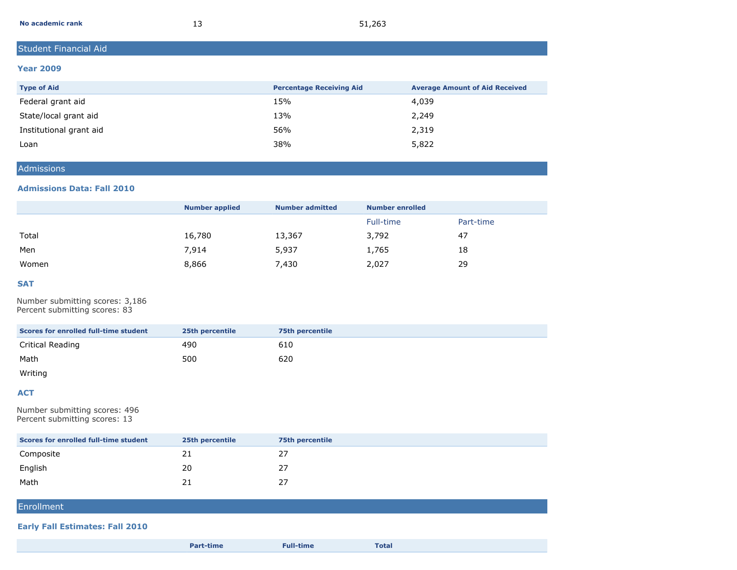| No academic rank | 13 | 51,263 |
|---|---|---|

## Student Financial Aid

### Year 2009

| Type of Aid | Percentage Receiving Aid | Average Amount of Aid Received |
|---|---|---|
| Federal grant aid | 15% | 4,039 |
| State/local grant aid | 13% | 2,249 |
| Institutional grant aid | 56% | 2,319 |
| Loan | 38% | 5,822 |

## Admissions

### Admissions Data: Fall 2010

| | Number applied | Number admitted | Number enrolled | |
|---|---|---|---|---|
| | | | Full-time | Part-time |
| Total | 16,780 | 13,367 | 3,792 | 47 |
| Men | 7,914 | 5,937 | 1,765 | 18 |
| Women | 8,866 | 7,430 | 2,027 | 29 |

### SAT

Number submitting scores: 3,186
Percent submitting scores: 83

| Scores for enrolled full-time student | 25th percentile | 75th percentile |
|---|---|---|
| Critical Reading | 490 | 610 |
| Math | 500 | 620 |
| Writing | | |

### ACT

Number submitting scores: 496
Percent submitting scores: 13

| Scores for enrolled full-time student | 25th percentile | 75th percentile |
|---|---|---|
| Composite | 21 | 27 |
| English | 20 | 27 |
| Math | 21 | 27 |

## Enrollment

### Early Fall Estimates: Fall 2010

| | Part-time | Full-time | Total |
|---|---|---|---|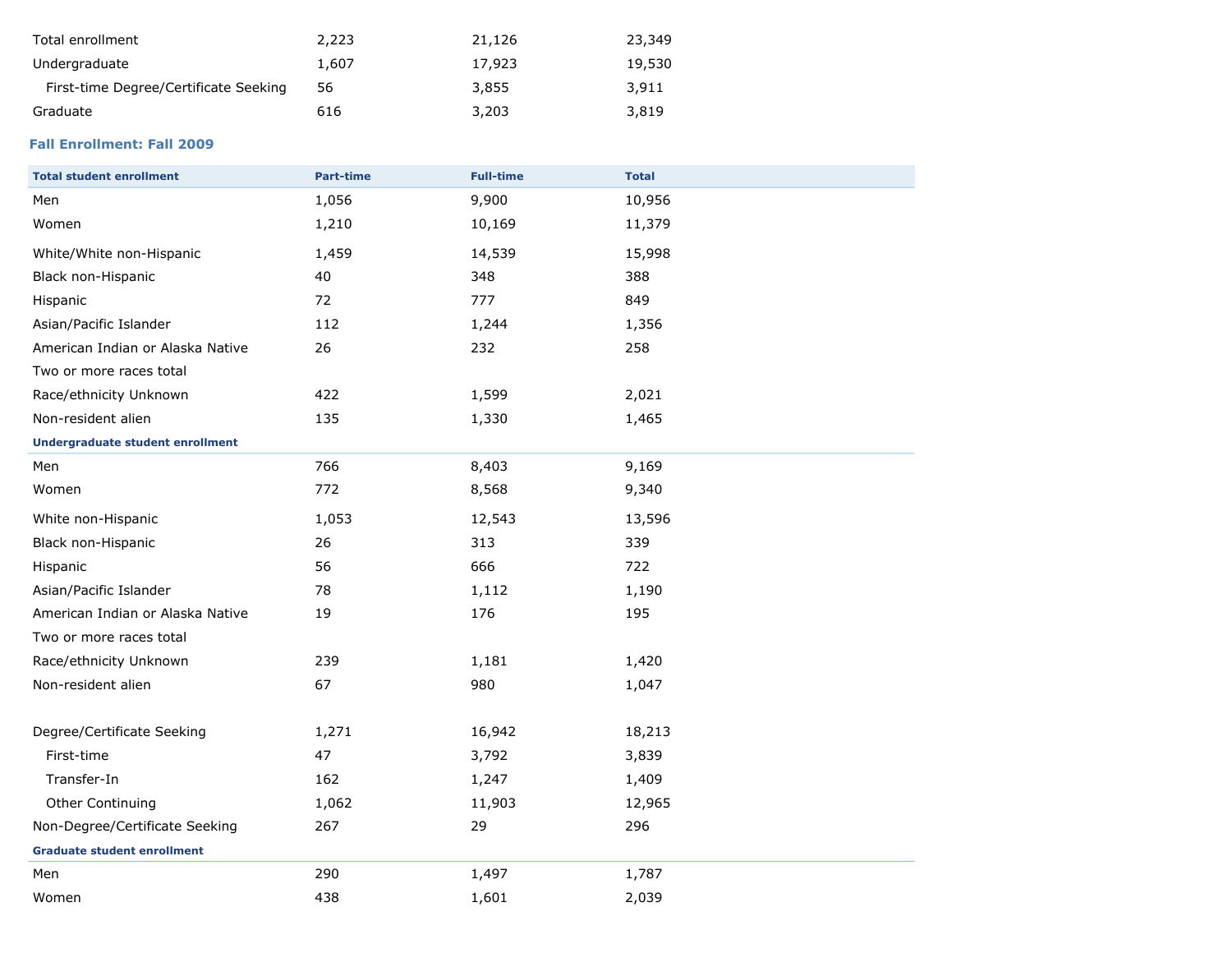| | | | |
|---|---|---|---|
| Total enrollment | 2,223 | 21,126 | 23,349 |
| Undergraduate | 1,607 | 17,923 | 19,530 |
| First-time Degree/Certificate Seeking | 56 | 3,855 | 3,911 |
| Graduate | 616 | 3,203 | 3,819 |

### Fall Enrollment: Fall 2009

| Total student enrollment | Part-time | Full-time | Total |
|---|---|---|---|
| Men | 1,056 | 9,900 | 10,956 |
| Women | 1,210 | 10,169 | 11,379 |
| White/White non-Hispanic | 1,459 | 14,539 | 15,998 |
| Black non-Hispanic | 40 | 348 | 388 |
| Hispanic | 72 | 777 | 849 |
| Asian/Pacific Islander | 112 | 1,244 | 1,356 |
| American Indian or Alaska Native | 26 | 232 | 258 |
| Two or more races total | | | |
| Race/ethnicity Unknown | 422 | 1,599 | 2,021 |
| Non-resident alien | 135 | 1,330 | 1,465 |
| **Undergraduate student enrollment** | | | |
| Men | 766 | 8,403 | 9,169 |
| Women | 772 | 8,568 | 9,340 |
| White non-Hispanic | 1,053 | 12,543 | 13,596 |
| Black non-Hispanic | 26 | 313 | 339 |
| Hispanic | 56 | 666 | 722 |
| Asian/Pacific Islander | 78 | 1,112 | 1,190 |
| American Indian or Alaska Native | 19 | 176 | 195 |
| Two or more races total | | | |
| Race/ethnicity Unknown | 239 | 1,181 | 1,420 |
| Non-resident alien | 67 | 980 | 1,047 |
| Degree/Certificate Seeking | 1,271 | 16,942 | 18,213 |
| First-time | 47 | 3,792 | 3,839 |
| Transfer-In | 162 | 1,247 | 1,409 |
| Other Continuing | 1,062 | 11,903 | 12,965 |
| Non-Degree/Certificate Seeking | 267 | 29 | 296 |
| **Graduate student enrollment** | | | |
| Men | 290 | 1,497 | 1,787 |
| Women | 438 | 1,601 | 2,039 |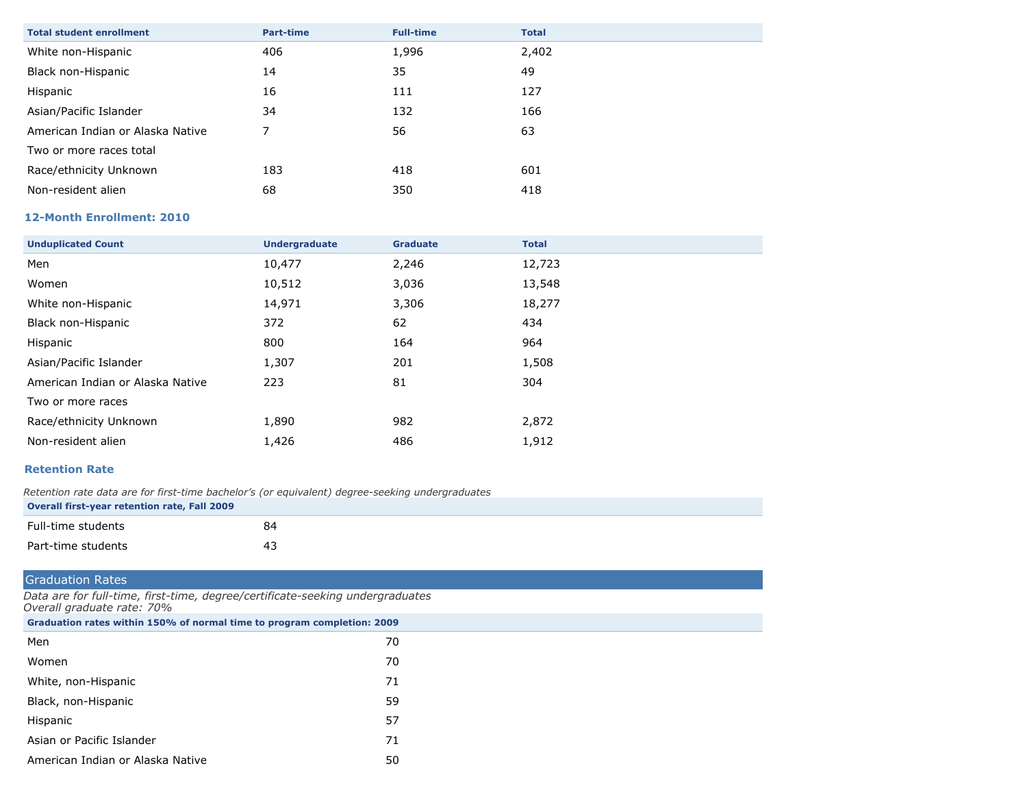| Total student enrollment | Part-time | Full-time | Total |
|---|---|---|---|
| White non-Hispanic | 406 | 1,996 | 2,402 |
| Black non-Hispanic | 14 | 35 | 49 |
| Hispanic | 16 | 111 | 127 |
| Asian/Pacific Islander | 34 | 132 | 166 |
| American Indian or Alaska Native | 7 | 56 | 63 |
| Two or more races total | | | |
| Race/ethnicity Unknown | 183 | 418 | 601 |
| Non-resident alien | 68 | 350 | 418 |

### 12-Month Enrollment: 2010

| Unduplicated Count | Undergraduate | Graduate | Total |
|---|---|---|---|
| Men | 10,477 | 2,246 | 12,723 |
| Women | 10,512 | 3,036 | 13,548 |
| White non-Hispanic | 14,971 | 3,306 | 18,277 |
| Black non-Hispanic | 372 | 62 | 434 |
| Hispanic | 800 | 164 | 964 |
| Asian/Pacific Islander | 1,307 | 201 | 1,508 |
| American Indian or Alaska Native | 223 | 81 | 304 |
| Two or more races | | | |
| Race/ethnicity Unknown | 1,890 | 982 | 2,872 |
| Non-resident alien | 1,426 | 486 | 1,912 |

### Retention Rate

*Retention rate data are for first-time bachelor's (or equivalent) degree-seeking undergraduates*

| Overall first-year retention rate, Fall 2009 | |
|---|---|
| Full-time students | 84 |
| Part-time students | 43 |

## Graduation Rates

*Data are for full-time, first-time, degree/certificate-seeking undergraduates*
*Overall graduate rate: 70%*

| Graduation rates within 150% of normal time to program completion: 2009 | |
|---|---|
| Men | 70 |
| Women | 70 |
| White, non-Hispanic | 71 |
| Black, non-Hispanic | 59 |
| Hispanic | 57 |
| Asian or Pacific Islander | 71 |
| American Indian or Alaska Native | 50 |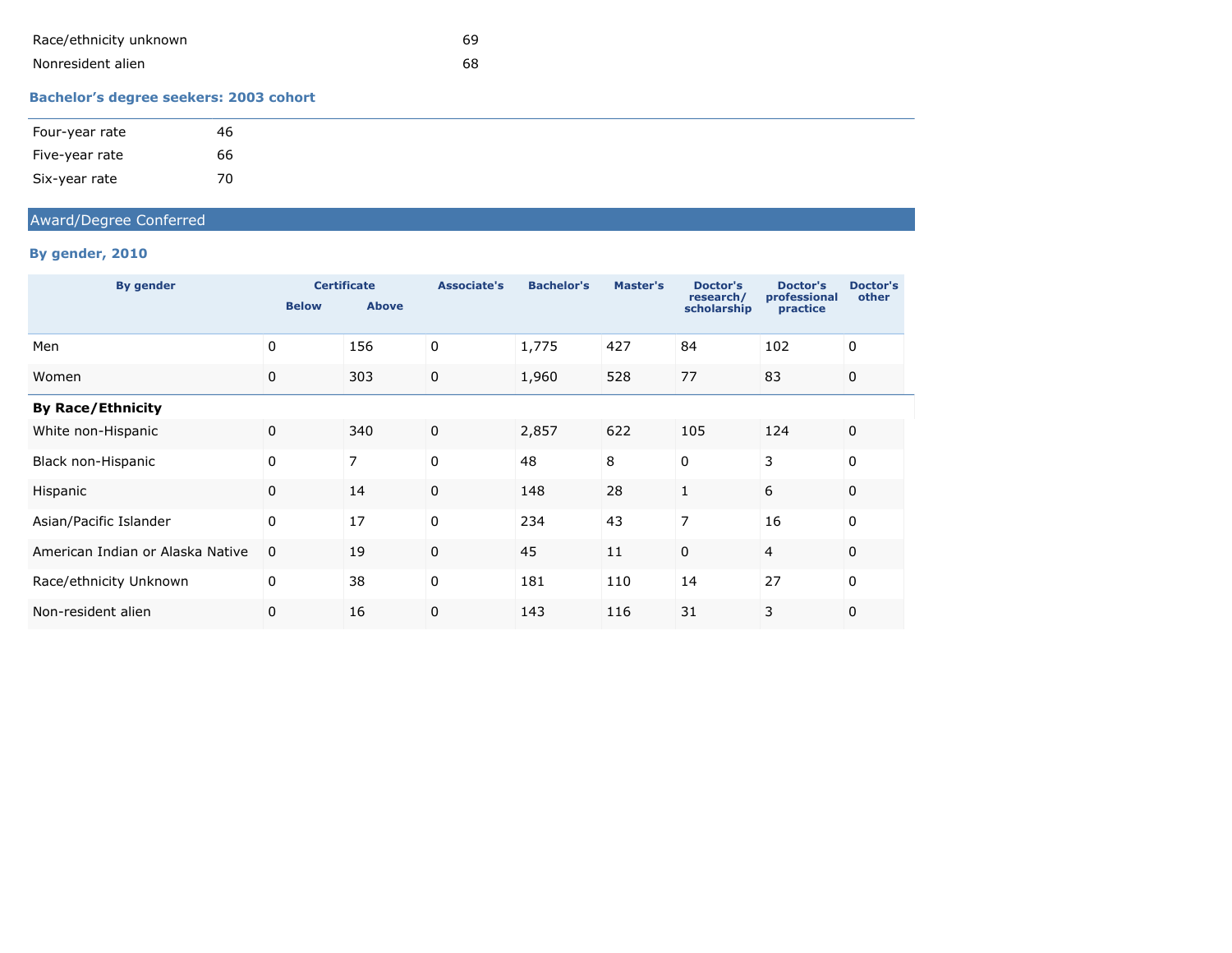| | |
|---|---|
| Race/ethnicity unknown | 69 |
| Nonresident alien | 68 |

### Bachelor's degree seekers: 2003 cohort

| | |
|---|---|
| Four-year rate | 46 |
| Five-year rate | 66 |
| Six-year rate | 70 |

## Award/Degree Conferred

### By gender, 2010

| By gender | Certificate | | Associate's | Bachelor's | Master's | Doctor's research/ scholarship | Doctor's professional practice | Doctor's other |
|---|---|---|---|---|---|---|---|---|
| | Below | Above | | | | | | |
| Men | 0 | 156 | 0 | 1,775 | 427 | 84 | 102 | 0 |
| Women | 0 | 303 | 0 | 1,960 | 528 | 77 | 83 | 0 |
| **By Race/Ethnicity** | | | | | | | | |
| White non-Hispanic | 0 | 340 | 0 | 2,857 | 622 | 105 | 124 | 0 |
| Black non-Hispanic | 0 | 7 | 0 | 48 | 8 | 0 | 3 | 0 |
| Hispanic | 0 | 14 | 0 | 148 | 28 | 1 | 6 | 0 |
| Asian/Pacific Islander | 0 | 17 | 0 | 234 | 43 | 7 | 16 | 0 |
| American Indian or Alaska Native | 0 | 19 | 0 | 45 | 11 | 0 | 4 | 0 |
| Race/ethnicity Unknown | 0 | 38 | 0 | 181 | 110 | 14 | 27 | 0 |
| Non-resident alien | 0 | 16 | 0 | 143 | 116 | 31 | 3 | 0 |